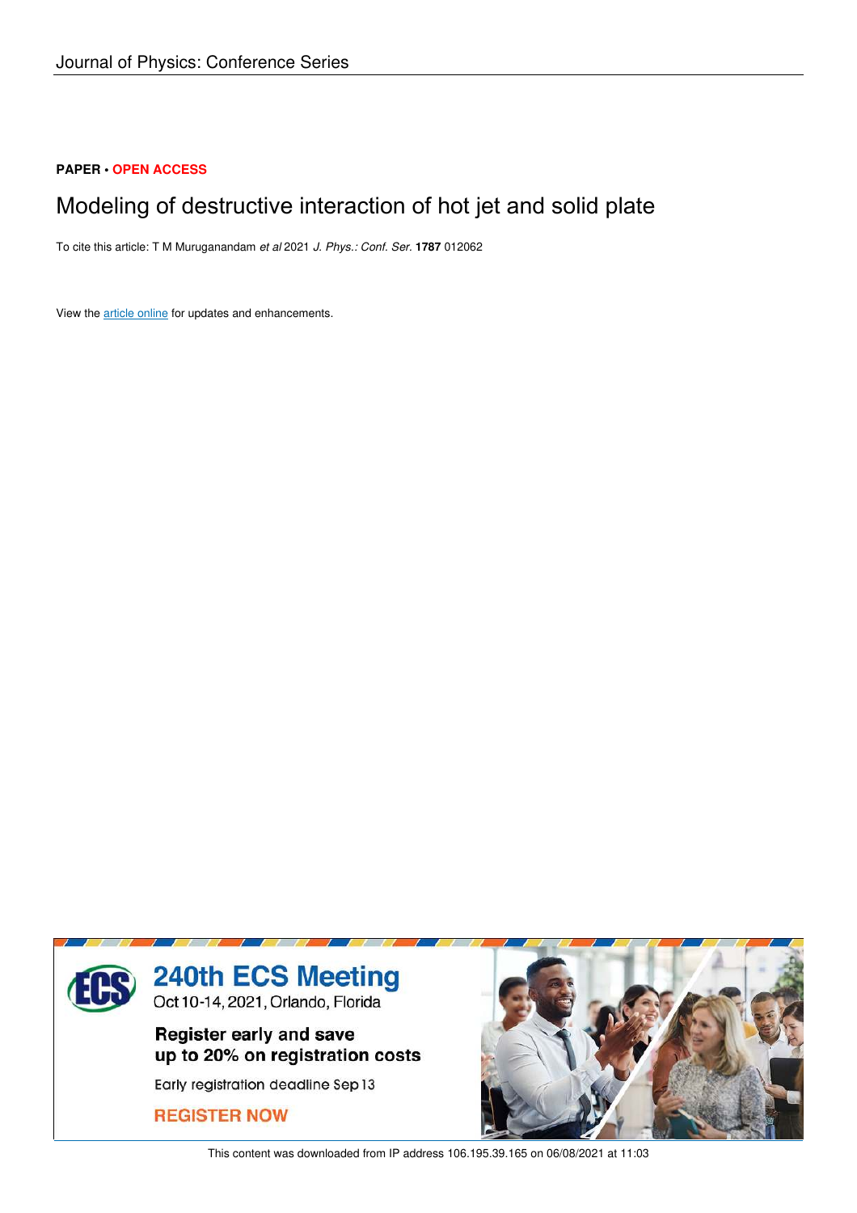Journal of Physics: Conference Series

**PAPER • OPEN ACCESS**

# Modeling of destructive interaction of hot jet and solid plate

To cite this article: T M Muruganandam *et al* 2021 *J. Phys.: Conf. Ser.* **1787** 012062

View the article online for updates and enhancements.

240th ECS Meeting
Oct 10-14, 2021, Orlando, Florida

Register early and save up to 20% on registration costs

Early registration deadline Sep 13

REGISTER NOW

This content was downloaded from IP address 106.195.39.165 on 06/08/2021 at 11:03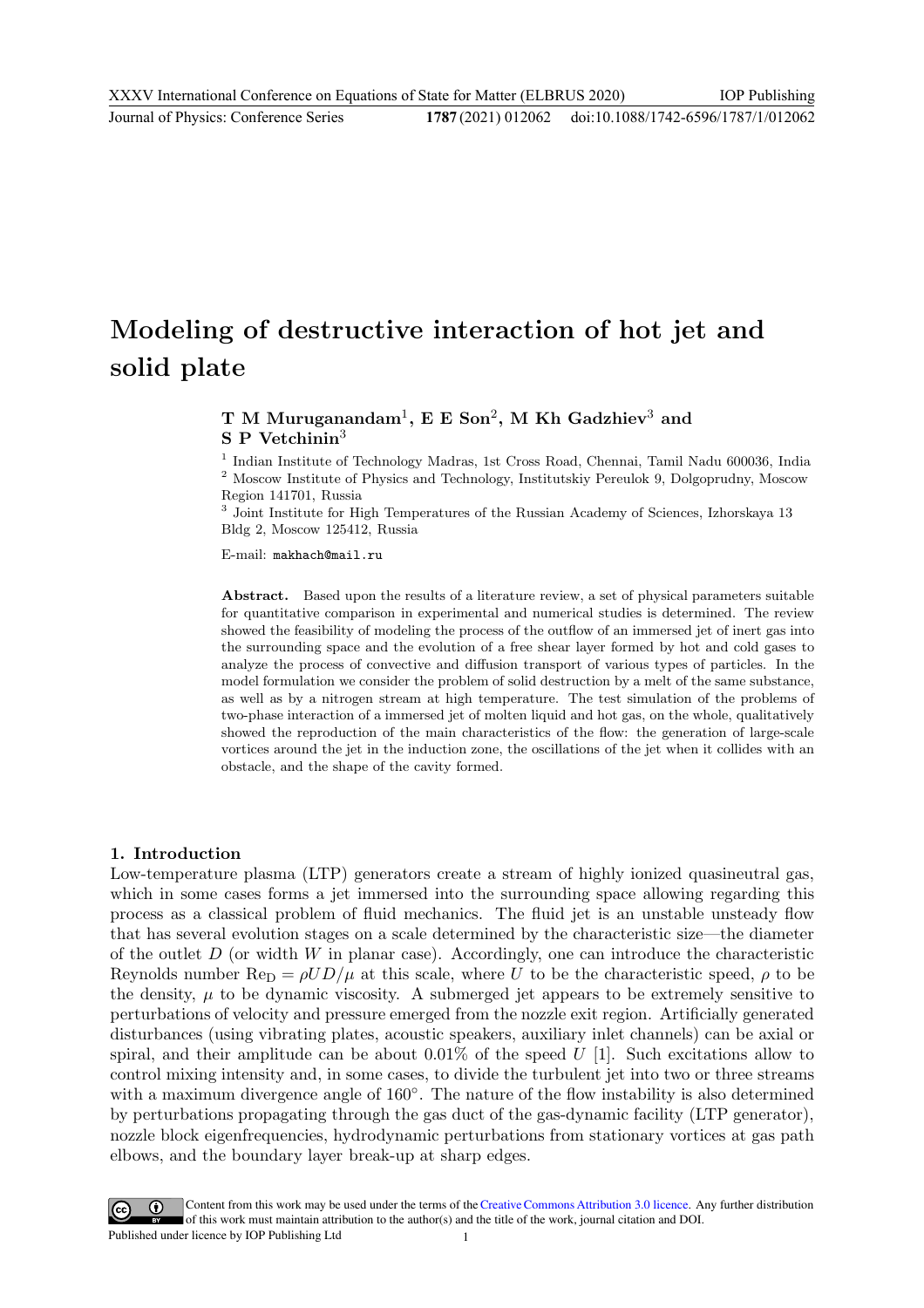// Modeling of destructive interaction of hot jet and solid plate

**T M Muruganandam**[1], **E E Son**[2], **M Kh Gadzhiev**[3] **and S P Vetchinin**[3]

[1] Indian Institute of Technology Madras, 1st Cross Road, Chennai, Tamil Nadu 600036, India

[2] Moscow Institute of Physics and Technology, Institutskiy Pereulok 9, Dolgoprudny, Moscow Region 141701, Russia

[3] Joint Institute for High Temperatures of the Russian Academy of Sciences, Izhorskaya 13 Bldg 2, Moscow 125412, Russia

E-mail: makhach@mail.ru

**Abstract.** Based upon the results of a literature review, a set of physical parameters suitable for quantitative comparison in experimental and numerical studies is determined. The review showed the feasibility of modeling the process of the outflow of an immersed jet of inert gas into the surrounding space and the evolution of a free shear layer formed by hot and cold gases to analyze the process of convective and diffusion transport of various types of particles. In the model formulation we consider the problem of solid destruction by a melt of the same substance, as well as by a nitrogen stream at high temperature. The test simulation of the problems of two-phase interaction of a immersed jet of molten liquid and hot gas, on the whole, qualitatively showed the reproduction of the main characteristics of the flow: the generation of large-scale vortices around the jet in the induction zone, the oscillations of the jet when it collides with an obstacle, and the shape of the cavity formed.

## 1. Introduction

Low-temperature plasma (LTP) generators create a stream of highly ionized quasineutral gas, which in some cases forms a jet immersed into the surrounding space allowing regarding this process as a classical problem of fluid mechanics. The fluid jet is an unstable unsteady flow that has several evolution stages on a scale determined by the characteristic size—the diameter of the outlet $D$ (or width $W$ in planar case). Accordingly, one can introduce the characteristic Reynolds number $\mathrm{Re_D} = \rho U D/\mu$ at this scale, where $U$ to be the characteristic speed, $\rho$ to be the density, $\mu$ to be dynamic viscosity. A submerged jet appears to be extremely sensitive to perturbations of velocity and pressure emerged from the nozzle exit region. Artificially generated disturbances (using vibrating plates, acoustic speakers, auxiliary inlet channels) can be axial or spiral, and their amplitude can be about 0.01% of the speed $U$ [1]. Such excitations allow to control mixing intensity and, in some cases, to divide the turbulent jet into two or three streams with a maximum divergence angle of 160°. The nature of the flow instability is also determined by perturbations propagating through the gas duct of the gas-dynamic facility (LTP generator), nozzle block eigenfrequencies, hydrodynamic perturbations from stationary vortices at gas path elbows, and the boundary layer break-up at sharp edges.

Content from this work may be used under the terms of the Creative Commons Attribution 3.0 licence. Any further distribution of this work must maintain attribution to the author(s) and the title of the work, journal citation and DOI.
Published under licence by IOP Publishing Ltd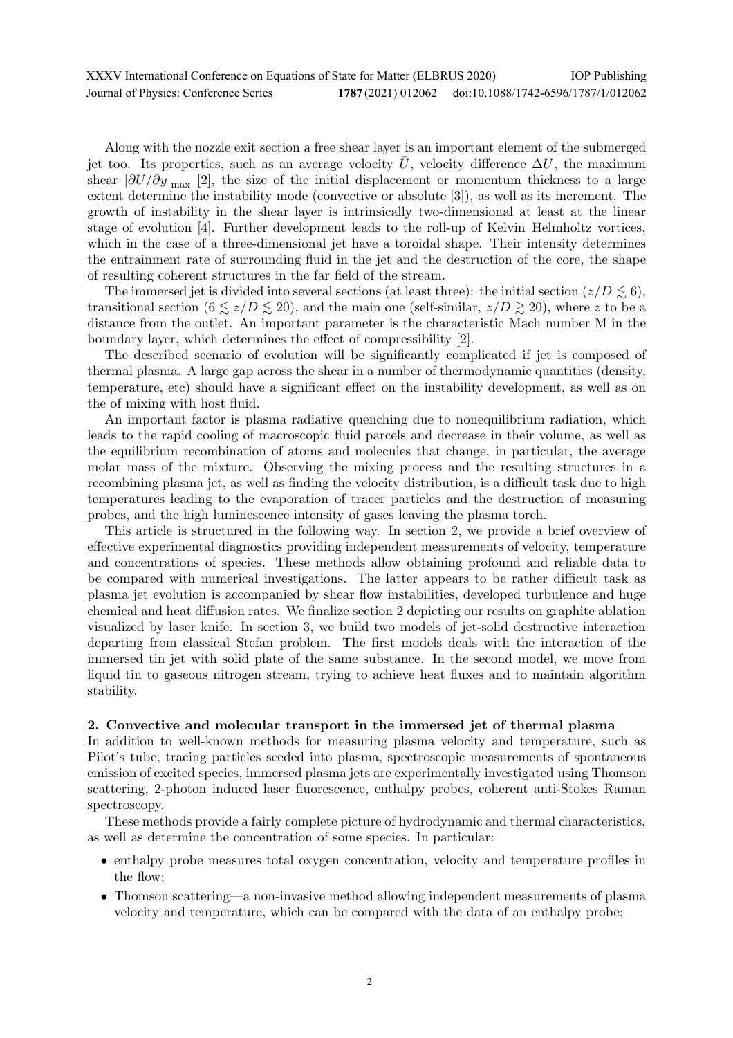Along with the nozzle exit section a free shear layer is an important element of the submerged jet too. Its properties, such as an average velocity $\bar{U}$, velocity difference $\Delta U$, the maximum shear $|\partial U/\partial y|_{\max}$ [2], the size of the initial displacement or momentum thickness to a large extent determine the instability mode (convective or absolute [3]), as well as its increment. The growth of instability in the shear layer is intrinsically two-dimensional at least at the linear stage of evolution [4]. Further development leads to the roll-up of Kelvin–Helmholtz vortices, which in the case of a three-dimensional jet have a toroidal shape. Their intensity determines the entrainment rate of surrounding fluid in the jet and the destruction of the core, the shape of resulting coherent structures in the far field of the stream.

The immersed jet is divided into several sections (at least three): the initial section ($z/D \lesssim 6$), transitional section ($6 \lesssim z/D \lesssim 20$), and the main one (self-similar, $z/D \gtrsim 20$), where $z$ to be a distance from the outlet. An important parameter is the characteristic Mach number M in the boundary layer, which determines the effect of compressibility [2].

The described scenario of evolution will be significantly complicated if jet is composed of thermal plasma. A large gap across the shear in a number of thermodynamic quantities (density, temperature, etc) should have a significant effect on the instability development, as well as on the of mixing with host fluid.

An important factor is plasma radiative quenching due to nonequilibrium radiation, which leads to the rapid cooling of macroscopic fluid parcels and decrease in their volume, as well as the equilibrium recombination of atoms and molecules that change, in particular, the average molar mass of the mixture. Observing the mixing process and the resulting structures in a recombining plasma jet, as well as finding the velocity distribution, is a difficult task due to high temperatures leading to the evaporation of tracer particles and the destruction of measuring probes, and the high luminescence intensity of gases leaving the plasma torch.

This article is structured in the following way. In section 2, we provide a brief overview of effective experimental diagnostics providing independent measurements of velocity, temperature and concentrations of species. These methods allow obtaining profound and reliable data to be compared with numerical investigations. The latter appears to be rather difficult task as plasma jet evolution is accompanied by shear flow instabilities, developed turbulence and huge chemical and heat diffusion rates. We finalize section 2 depicting our results on graphite ablation visualized by laser knife. In section 3, we build two models of jet-solid destructive interaction departing from classical Stefan problem. The first models deals with the interaction of the immersed tin jet with solid plate of the same substance. In the second model, we move from liquid tin to gaseous nitrogen stream, trying to achieve heat fluxes and to maintain algorithm stability.

## 2. Convective and molecular transport in the immersed jet of thermal plasma

In addition to well-known methods for measuring plasma velocity and temperature, such as Pilot's tube, tracing particles seeded into plasma, spectroscopic measurements of spontaneous emission of excited species, immersed plasma jets are experimentally investigated using Thomson scattering, 2-photon induced laser fluorescence, enthalpy probes, coherent anti-Stokes Raman spectroscopy.

These methods provide a fairly complete picture of hydrodynamic and thermal characteristics, as well as determine the concentration of some species. In particular:

- enthalpy probe measures total oxygen concentration, velocity and temperature profiles in the flow;
- Thomson scattering—a non-invasive method allowing independent measurements of plasma velocity and temperature, which can be compared with the data of an enthalpy probe;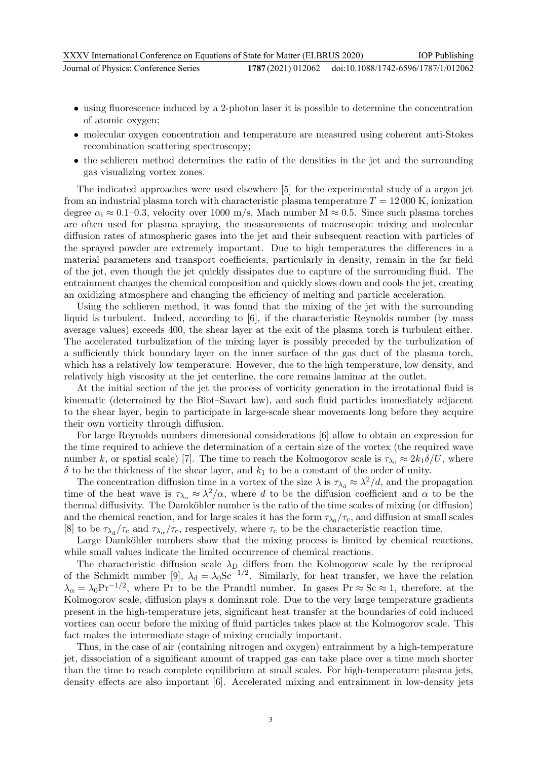- using fluorescence induced by a 2-photon laser it is possible to determine the concentration of atomic oxygen;
- molecular oxygen concentration and temperature are measured using coherent anti-Stokes recombination scattering spectroscopy;
- the schlieren method determines the ratio of the densities in the jet and the surrounding gas visualizing vortex zones.

The indicated approaches were used elsewhere [5] for the experimental study of a argon jet from an industrial plasma torch with characteristic plasma temperature $T = 12\,000$ K, ionization degree $\alpha_{\mathrm{i}} \approx 0.1$–$0.3$, velocity over 1000 m/s, Mach number $\mathrm{M} \approx 0.5$. Since such plasma torches are often used for plasma spraying, the measurements of macroscopic mixing and molecular diffusion rates of atmospheric gases into the jet and their subsequent reaction with particles of the sprayed powder are extremely important. Due to high temperatures the differences in a material parameters and transport coefficients, particularly in density, remain in the far field of the jet, even though the jet quickly dissipates due to capture of the surrounding fluid. The entrainment changes the chemical composition and quickly slows down and cools the jet, creating an oxidizing atmosphere and changing the efficiency of melting and particle acceleration.

Using the schlieren method, it was found that the mixing of the jet with the surrounding liquid is turbulent. Indeed, according to [6], if the characteristic Reynolds number (by mass average values) exceeds 400, the shear layer at the exit of the plasma torch is turbulent either. The accelerated turbulization of the mixing layer is possibly preceded by the turbulization of a sufficiently thick boundary layer on the inner surface of the gas duct of the plasma torch, which has a relatively low temperature. However, due to the high temperature, low density, and relatively high viscosity at the jet centerline, the core remains laminar at the outlet.

At the initial section of the jet the process of vorticity generation in the irrotational fluid is kinematic (determined by the Biot–Savart law), and such fluid particles immediately adjacent to the shear layer, begin to participate in large-scale shear movements long before they acquire their own vorticity through diffusion.

For large Reynolds numbers dimensional considerations [6] allow to obtain an expression for the time required to achieve the determination of a certain size of the vortex (the required wave number $k$, or spatial scale) [7]. The time to reach the Kolmogorov scale is $\tau_{\lambda_0} \approx 2k_1\delta/U$, where $\delta$ to be the thickness of the shear layer, and $k_1$ to be a constant of the order of unity.

The concentration diffusion time in a vortex of the size $\lambda$ is $\tau_{\lambda_{\mathrm{d}}} \approx \lambda^2/d$, and the propagation time of the heat wave is $\tau_{\lambda_\alpha} \approx \lambda^2/\alpha$, where $d$ to be the diffusion coefficient and $\alpha$ to be the thermal diffusivity. The Damköhler number is the ratio of the time scales of mixing (or diffusion) and the chemical reaction, and for large scales it has the form $\tau_{\lambda_0}/\tau_{\mathrm{c}}$, and diffusion at small scales [8] to be $\tau_{\lambda_{\mathrm{d}}}/\tau_{\mathrm{c}}$ and $\tau_{\lambda_\alpha}/\tau_{\mathrm{c}}$, respectively, where $\tau_{\mathrm{c}}$ to be the characteristic reaction time.

Large Damköhler numbers show that the mixing process is limited by chemical reactions, while small values indicate the limited occurrence of chemical reactions.

The characteristic diffusion scale $\lambda_{\mathrm{D}}$ differs from the Kolmogorov scale by the reciprocal of the Schmidt number [9], $\lambda_{\mathrm{d}} = \lambda_0 \mathrm{Sc}^{-1/2}$. Similarly, for heat transfer, we have the relation $\lambda_\alpha = \lambda_0 \mathrm{Pr}^{-1/2}$, where Pr to be the Prandtl number. In gases $\mathrm{Pr} \approx \mathrm{Sc} \approx 1$, therefore, at the Kolmogorov scale, diffusion plays a dominant role. Due to the very large temperature gradients present in the high-temperature jets, significant heat transfer at the boundaries of cold induced vortices can occur before the mixing of fluid particles takes place at the Kolmogorov scale. This fact makes the intermediate stage of mixing crucially important.

Thus, in the case of air (containing nitrogen and oxygen) entrainment by a high-temperature jet, dissociation of a significant amount of trapped gas can take place over a time much shorter than the time to reach complete equilibrium at small scales. For high-temperature plasma jets, density effects are also important [6]. Accelerated mixing and entrainment in low-density jets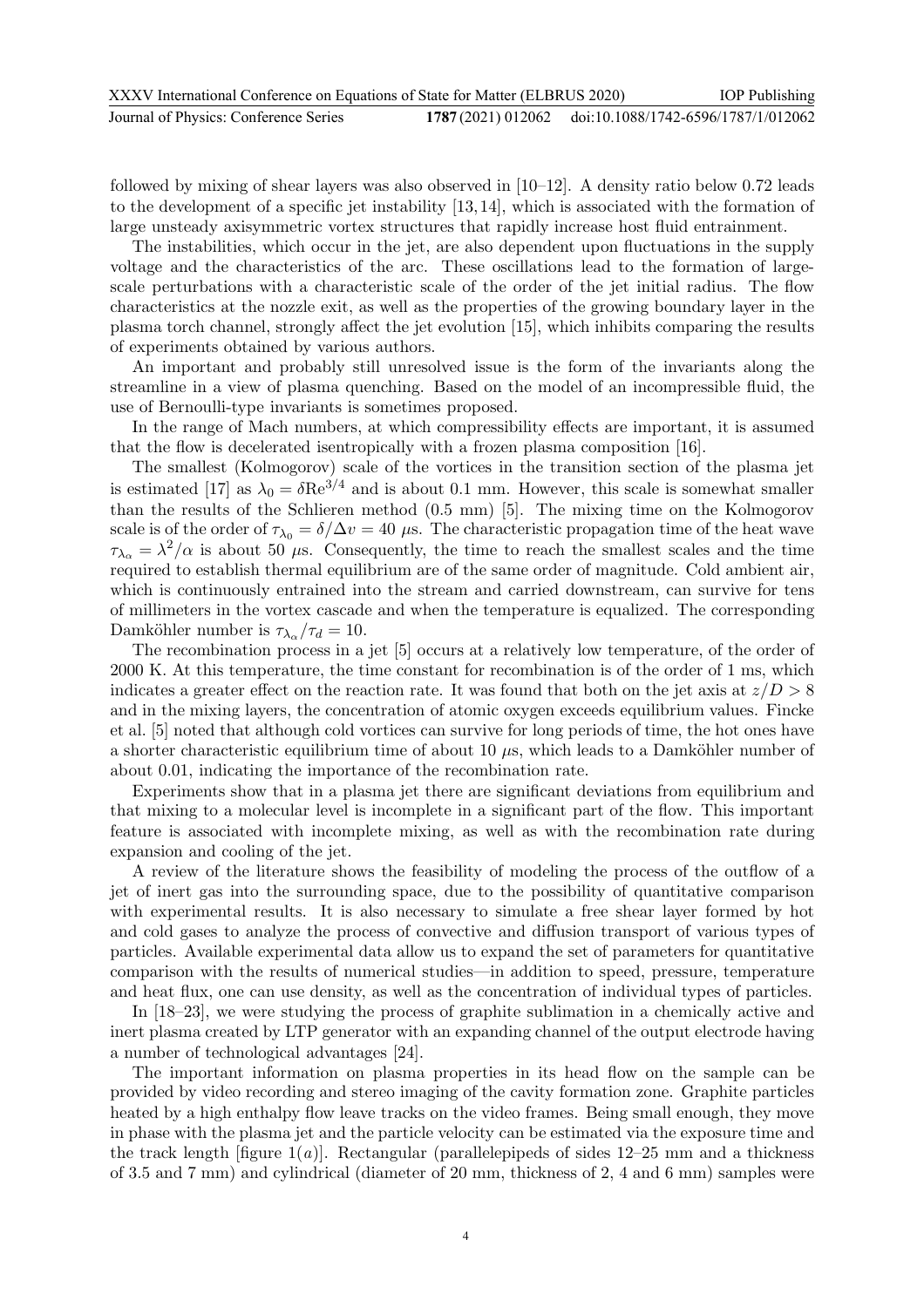followed by mixing of shear layers was also observed in [10–12]. A density ratio below 0.72 leads to the development of a specific jet instability [13, 14], which is associated with the formation of large unsteady axisymmetric vortex structures that rapidly increase host fluid entrainment.

The instabilities, which occur in the jet, are also dependent upon fluctuations in the supply voltage and the characteristics of the arc. These oscillations lead to the formation of large-scale perturbations with a characteristic scale of the order of the jet initial radius. The flow characteristics at the nozzle exit, as well as the properties of the growing boundary layer in the plasma torch channel, strongly affect the jet evolution [15], which inhibits comparing the results of experiments obtained by various authors.

An important and probably still unresolved issue is the form of the invariants along the streamline in a view of plasma quenching. Based on the model of an incompressible fluid, the use of Bernoulli-type invariants is sometimes proposed.

In the range of Mach numbers, at which compressibility effects are important, it is assumed that the flow is decelerated isentropically with a frozen plasma composition [16].

The smallest (Kolmogorov) scale of the vortices in the transition section of the plasma jet is estimated [17] as $\lambda_0 = \delta \mathrm{Re}^{3/4}$ and is about 0.1 mm. However, this scale is somewhat smaller than the results of the Schlieren method (0.5 mm) [5]. The mixing time on the Kolmogorov scale is of the order of $\tau_{\lambda_0} = \delta/\Delta v = 40$ $\mu$s. The characteristic propagation time of the heat wave $\tau_{\lambda_\alpha} = \lambda^2/\alpha$ is about 50 $\mu$s. Consequently, the time to reach the smallest scales and the time required to establish thermal equilibrium are of the same order of magnitude. Cold ambient air, which is continuously entrained into the stream and carried downstream, can survive for tens of millimeters in the vortex cascade and when the temperature is equalized. The corresponding Damköhler number is $\tau_{\lambda_\alpha}/\tau_d = 10$.

The recombination process in a jet [5] occurs at a relatively low temperature, of the order of 2000 K. At this temperature, the time constant for recombination is of the order of 1 ms, which indicates a greater effect on the reaction rate. It was found that both on the jet axis at $z/D > 8$ and in the mixing layers, the concentration of atomic oxygen exceeds equilibrium values. Fincke et al. [5] noted that although cold vortices can survive for long periods of time, the hot ones have a shorter characteristic equilibrium time of about 10 $\mu$s, which leads to a Damköhler number of about 0.01, indicating the importance of the recombination rate.

Experiments show that in a plasma jet there are significant deviations from equilibrium and that mixing to a molecular level is incomplete in a significant part of the flow. This important feature is associated with incomplete mixing, as well as with the recombination rate during expansion and cooling of the jet.

A review of the literature shows the feasibility of modeling the process of the outflow of a jet of inert gas into the surrounding space, due to the possibility of quantitative comparison with experimental results. It is also necessary to simulate a free shear layer formed by hot and cold gases to analyze the process of convective and diffusion transport of various types of particles. Available experimental data allow us to expand the set of parameters for quantitative comparison with the results of numerical studies—in addition to speed, pressure, temperature and heat flux, one can use density, as well as the concentration of individual types of particles.

In [18–23], we were studying the process of graphite sublimation in a chemically active and inert plasma created by LTP generator with an expanding channel of the output electrode having a number of technological advantages [24].

The important information on plasma properties in its head flow on the sample can be provided by video recording and stereo imaging of the cavity formation zone. Graphite particles heated by a high enthalpy flow leave tracks on the video frames. Being small enough, they move in phase with the plasma jet and the particle velocity can be estimated via the exposure time and the track length [figure 1(*a*)]. Rectangular (parallelepipeds of sides 12–25 mm and a thickness of 3.5 and 7 mm) and cylindrical (diameter of 20 mm, thickness of 2, 4 and 6 mm) samples were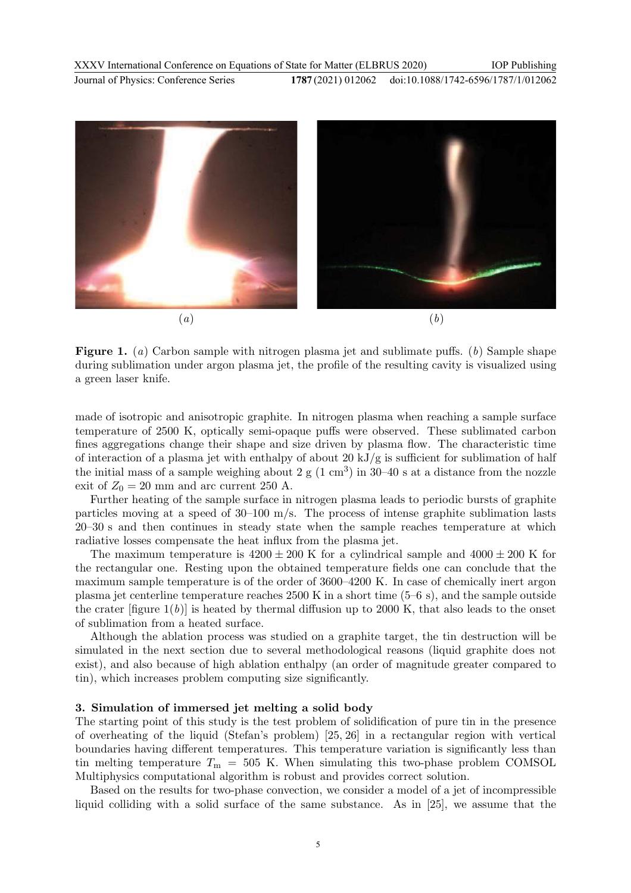**Figure 1.** (*a*) Carbon sample with nitrogen plasma jet and sublimate puffs. (*b*) Sample shape during sublimation under argon plasma jet, the profile of the resulting cavity is visualized using a green laser knife.

made of isotropic and anisotropic graphite. In nitrogen plasma when reaching a sample surface temperature of 2500 K, optically semi-opaque puffs were observed. These sublimated carbon fines aggregations change their shape and size driven by plasma flow. The characteristic time of interaction of a plasma jet with enthalpy of about 20 kJ/g is sufficient for sublimation of half the initial mass of a sample weighing about 2 g (1 $cm^3$) in 30–40 s at a distance from the nozzle exit of $Z_0 = 20$ mm and arc current 250 A.

Further heating of the sample surface in nitrogen plasma leads to periodic bursts of graphite particles moving at a speed of 30–100 m/s. The process of intense graphite sublimation lasts 20–30 s and then continues in steady state when the sample reaches temperature at which radiative losses compensate the heat influx from the plasma jet.

The maximum temperature is $4200 \pm 200$ K for a cylindrical sample and $4000 \pm 200$ K for the rectangular one. Resting upon the obtained temperature fields one can conclude that the maximum sample temperature is of the order of 3600–4200 K. In case of chemically inert argon plasma jet centerline temperature reaches 2500 K in a short time (5–6 s), and the sample outside the crater [figure 1(*b*)] is heated by thermal diffusion up to 2000 K, that also leads to the onset of sublimation from a heated surface.

Although the ablation process was studied on a graphite target, the tin destruction will be simulated in the next section due to several methodological reasons (liquid graphite does not exist), and also because of high ablation enthalpy (an order of magnitude greater compared to tin), which increases problem computing size significantly.

## 3. Simulation of immersed jet melting a solid body

The starting point of this study is the test problem of solidification of pure tin in the presence of overheating of the liquid (Stefan's problem) [25, 26] in a rectangular region with vertical boundaries having different temperatures. This temperature variation is significantly less than tin melting temperature $T_{\mathrm{m}} = 505$ K. When simulating this two-phase problem COMSOL Multiphysics computational algorithm is robust and provides correct solution.

Based on the results for two-phase convection, we consider a model of a jet of incompressible liquid colliding with a solid surface of the same substance. As in [25], we assume that the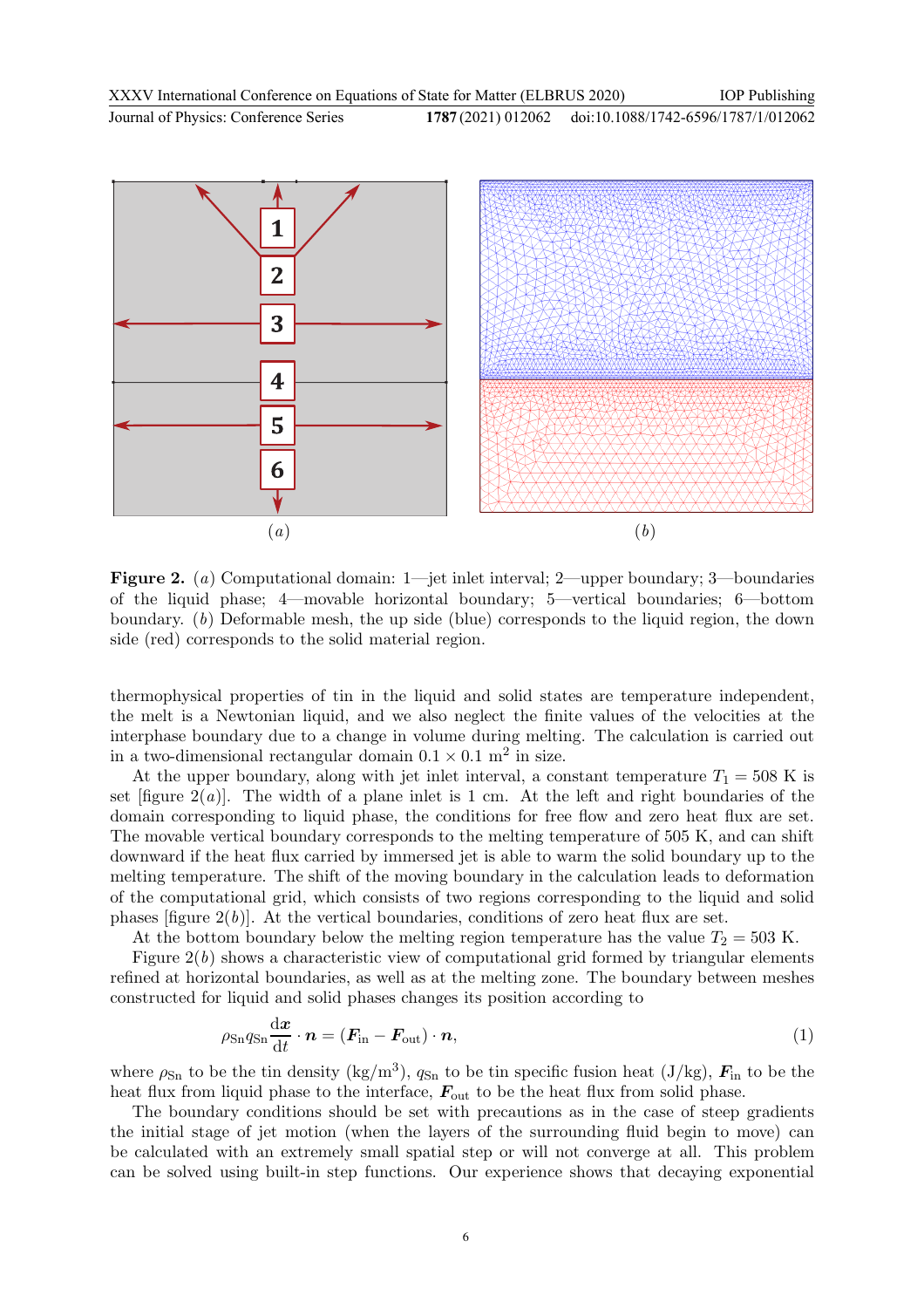**Figure 2.** (*a*) Computational domain: 1—jet inlet interval; 2—upper boundary; 3—boundaries of the liquid phase; 4—movable horizontal boundary; 5—vertical boundaries; 6—bottom boundary. (*b*) Deformable mesh, the up side (blue) corresponds to the liquid region, the down side (red) corresponds to the solid material region.

thermophysical properties of tin in the liquid and solid states are temperature independent, the melt is a Newtonian liquid, and we also neglect the finite values of the velocities at the interphase boundary due to a change in volume during melting. The calculation is carried out in a two-dimensional rectangular domain $0.1 \times 0.1$ m$^2$ in size.

At the upper boundary, along with jet inlet interval, a constant temperature $T_1 = 508$ K is set [figure 2(*a*)]. The width of a plane inlet is 1 cm. At the left and right boundaries of the domain corresponding to liquid phase, the conditions for free flow and zero heat flux are set. The movable vertical boundary corresponds to the melting temperature of 505 K, and can shift downward if the heat flux carried by immersed jet is able to warm the solid boundary up to the melting temperature. The shift of the moving boundary in the calculation leads to deformation of the computational grid, which consists of two regions corresponding to the liquid and solid phases [figure 2(*b*)]. At the vertical boundaries, conditions of zero heat flux are set.

At the bottom boundary below the melting region temperature has the value $T_2 = 503$ K.

Figure 2(*b*) shows a characteristic view of computational grid formed by triangular elements refined at horizontal boundaries, as well as at the melting zone. The boundary between meshes constructed for liquid and solid phases changes its position according to

$$\rho_{\mathrm{Sn}} q_{\mathrm{Sn}} \frac{\mathrm{d}\boldsymbol{x}}{\mathrm{d}t} \cdot \boldsymbol{n} = (\boldsymbol{F}_{\mathrm{in}} - \boldsymbol{F}_{\mathrm{out}}) \cdot \boldsymbol{n}, \tag{1}$$

where $\rho_{\mathrm{Sn}}$ to be the tin density (kg/m$^3$), $q_{\mathrm{Sn}}$ to be tin specific fusion heat (J/kg), $\boldsymbol{F}_{\mathrm{in}}$ to be the heat flux from liquid phase to the interface, $\boldsymbol{F}_{\mathrm{out}}$ to be the heat flux from solid phase.

The boundary conditions should be set with precautions as in the case of steep gradients the initial stage of jet motion (when the layers of the surrounding fluid begin to move) can be calculated with an extremely small spatial step or will not converge at all. This problem can be solved using built-in step functions. Our experience shows that decaying exponential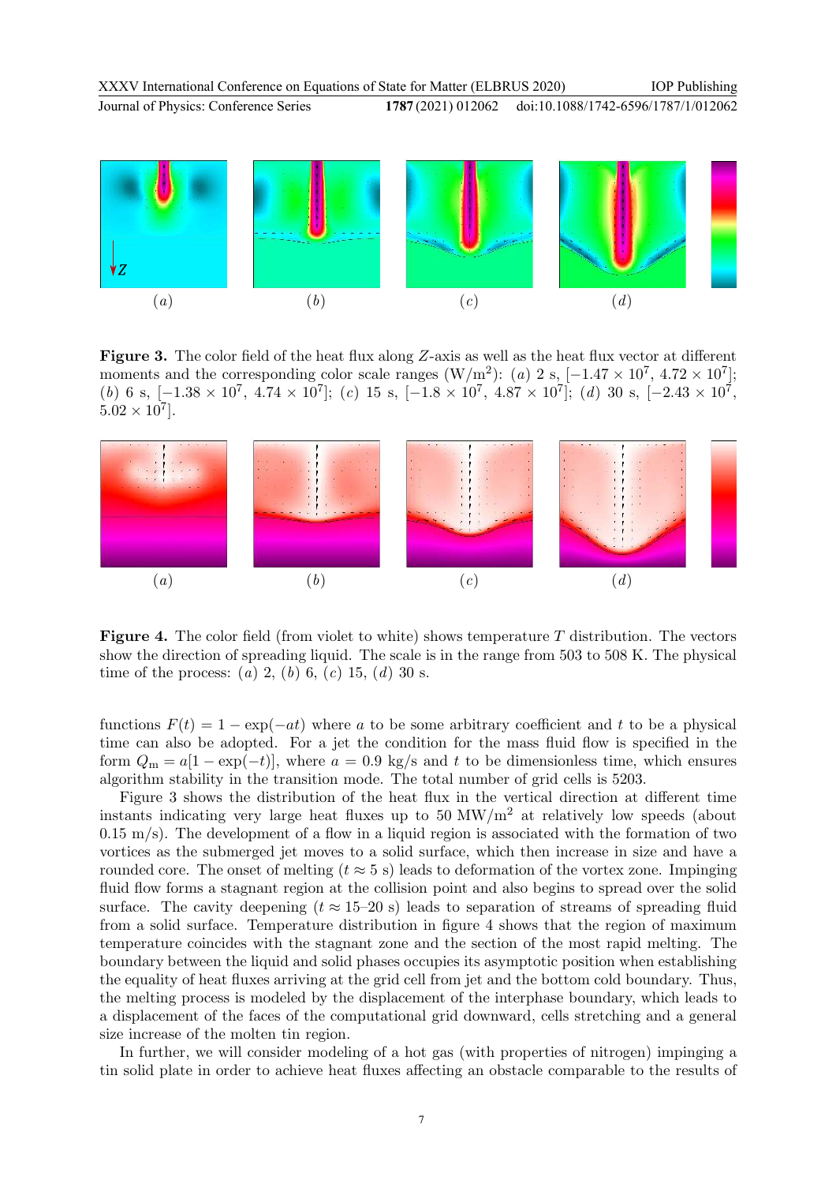**Figure 3.** The color field of the heat flux along $Z$-axis as well as the heat flux vector at different moments and the corresponding color scale ranges (W/m$^2$): ($a$) 2 s, $[-1.47 \times 10^7,\ 4.72 \times 10^7]$; ($b$) 6 s, $[-1.38 \times 10^7,\ 4.74 \times 10^7]$; ($c$) 15 s, $[-1.8 \times 10^7,\ 4.87 \times 10^7]$; ($d$) 30 s, $[-2.43 \times 10^7,\ 5.02 \times 10^7]$.

**Figure 4.** The color field (from violet to white) shows temperature $T$ distribution. The vectors show the direction of spreading liquid. The scale is in the range from 503 to 508 K. The physical time of the process: ($a$) 2, ($b$) 6, ($c$) 15, ($d$) 30 s.

functions $F(t) = 1 - \exp(-at)$ where $a$ to be some arbitrary coefficient and $t$ to be a physical time can also be adopted. For a jet the condition for the mass fluid flow is specified in the form $Q_{\mathrm{m}} = a[1 - \exp(-t)]$, where $a = 0.9$ kg/s and $t$ to be dimensionless time, which ensures algorithm stability in the transition mode. The total number of grid cells is 5203.

Figure 3 shows the distribution of the heat flux in the vertical direction at different time instants indicating very large heat fluxes up to 50 MW/m$^2$ at relatively low speeds (about 0.15 m/s). The development of a flow in a liquid region is associated with the formation of two vortices as the submerged jet moves to a solid surface, which then increase in size and have a rounded core. The onset of melting ($t \approx 5$ s) leads to deformation of the vortex zone. Impinging fluid flow forms a stagnant region at the collision point and also begins to spread over the solid surface. The cavity deepening ($t \approx 15$–20 s) leads to separation of streams of spreading fluid from a solid surface. Temperature distribution in figure 4 shows that the region of maximum temperature coincides with the stagnant zone and the section of the most rapid melting. The boundary between the liquid and solid phases occupies its asymptotic position when establishing the equality of heat fluxes arriving at the grid cell from jet and the bottom cold boundary. Thus, the melting process is modeled by the displacement of the interphase boundary, which leads to a displacement of the faces of the computational grid downward, cells stretching and a general size increase of the molten tin region.

In further, we will consider modeling of a hot gas (with properties of nitrogen) impinging a tin solid plate in order to achieve heat fluxes affecting an obstacle comparable to the results of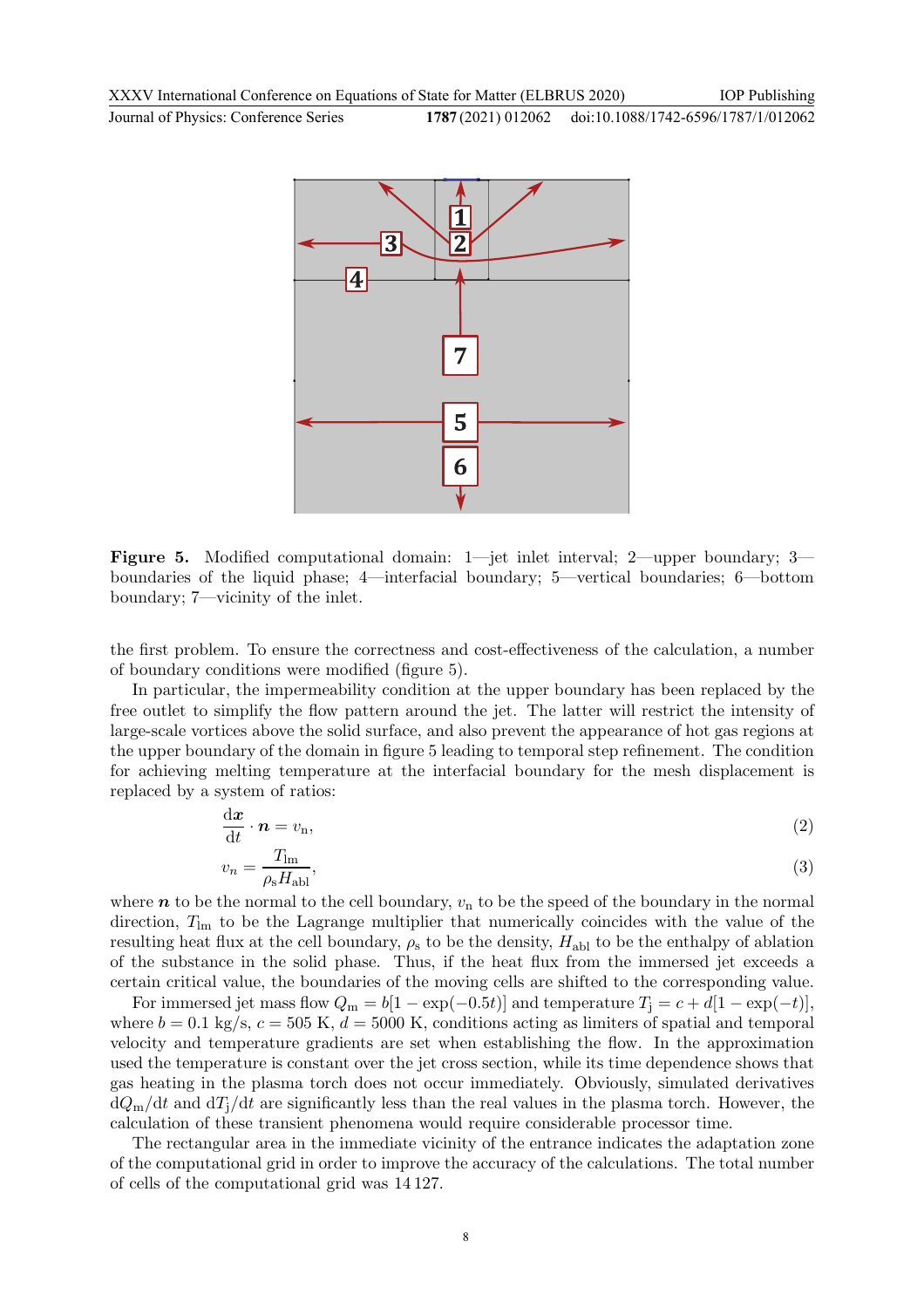**Figure 5.** Modified computational domain: 1—jet inlet interval; 2—upper boundary; 3—boundaries of the liquid phase; 4—interfacial boundary; 5—vertical boundaries; 6—bottom boundary; 7—vicinity of the inlet.

the first problem. To ensure the correctness and cost-effectiveness of the calculation, a number of boundary conditions were modified (figure 5).

In particular, the impermeability condition at the upper boundary has been replaced by the free outlet to simplify the flow pattern around the jet. The latter will restrict the intensity of large-scale vortices above the solid surface, and also prevent the appearance of hot gas regions at the upper boundary of the domain in figure 5 leading to temporal step refinement. The condition for achieving melting temperature at the interfacial boundary for the mesh displacement is replaced by a system of ratios:

$$\frac{\mathrm{d}\boldsymbol{x}}{\mathrm{d}t} \cdot \boldsymbol{n} = v_{\mathrm{n}}, \tag{2}$$

$$v_n = \frac{T_{\mathrm{lm}}}{\rho_{\mathrm{s}} H_{\mathrm{abl}}}, \tag{3}$$

where $\boldsymbol{n}$ to be the normal to the cell boundary, $v_{\mathrm{n}}$ to be the speed of the boundary in the normal direction, $T_{\mathrm{lm}}$ to be the Lagrange multiplier that numerically coincides with the value of the resulting heat flux at the cell boundary, $\rho_{\mathrm{s}}$ to be the density, $H_{\mathrm{abl}}$ to be the enthalpy of ablation of the substance in the solid phase. Thus, if the heat flux from the immersed jet exceeds a certain critical value, the boundaries of the moving cells are shifted to the corresponding value.

For immersed jet mass flow $Q_{\mathrm{m}} = b[1 - \exp(-0.5t)]$ and temperature $T_{\mathrm{j}} = c + d[1 - \exp(-t)]$, where $b = 0.1$ kg/s, $c = 505$ K, $d = 5000$ K, conditions acting as limiters of spatial and temporal velocity and temperature gradients are set when establishing the flow. In the approximation used the temperature is constant over the jet cross section, while its time dependence shows that gas heating in the plasma torch does not occur immediately. Obviously, simulated derivatives $\mathrm{d}Q_{\mathrm{m}}/\mathrm{d}t$ and $\mathrm{d}T_{\mathrm{j}}/\mathrm{d}t$ are significantly less than the real values in the plasma torch. However, the calculation of these transient phenomena would require considerable processor time.

The rectangular area in the immediate vicinity of the entrance indicates the adaptation zone of the computational grid in order to improve the accuracy of the calculations. The total number of cells of the computational grid was 14 127.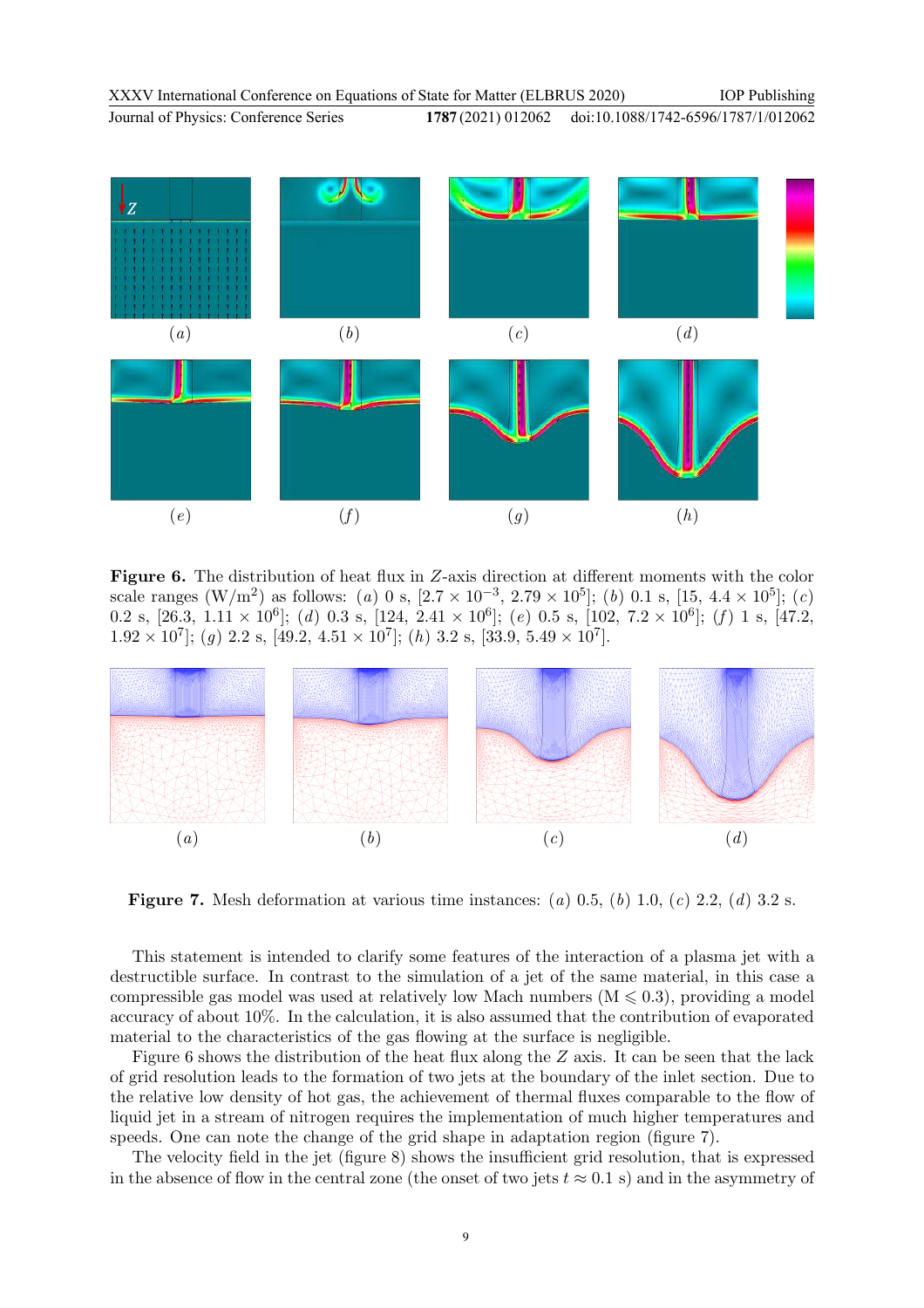**Figure 6.** The distribution of heat flux in $Z$-axis direction at different moments with the color scale ranges (W/m$^2$) as follows: $(a)$ 0 s, $[2.7 \times 10^{-3}, 2.79 \times 10^5]$; $(b)$ 0.1 s, $[15, 4.4 \times 10^5]$; $(c)$ 0.2 s, $[26.3, 1.11 \times 10^6]$; $(d)$ 0.3 s, $[124, 2.41 \times 10^6]$; $(e)$ 0.5 s, $[102, 7.2 \times 10^6]$; $(f)$ 1 s, $[47.2, 1.92 \times 10^7]$; $(g)$ 2.2 s, $[49.2, 4.51 \times 10^7]$; $(h)$ 3.2 s, $[33.9, 5.49 \times 10^7]$.

**Figure 7.** Mesh deformation at various time instances: $(a)$ 0.5, $(b)$ 1.0, $(c)$ 2.2, $(d)$ 3.2 s.

This statement is intended to clarify some features of the interaction of a plasma jet with a destructible surface. In contrast to the simulation of a jet of the same material, in this case a compressible gas model was used at relatively low Mach numbers ($\mathrm{M} \leqslant 0.3$), providing a model accuracy of about 10%. In the calculation, it is also assumed that the contribution of evaporated material to the characteristics of the gas flowing at the surface is negligible.

Figure 6 shows the distribution of the heat flux along the $Z$ axis. It can be seen that the lack of grid resolution leads to the formation of two jets at the boundary of the inlet section. Due to the relative low density of hot gas, the achievement of thermal fluxes comparable to the flow of liquid jet in a stream of nitrogen requires the implementation of much higher temperatures and speeds. One can note the change of the grid shape in adaptation region (figure 7).

The velocity field in the jet (figure 8) shows the insufficient grid resolution, that is expressed in the absence of flow in the central zone (the onset of two jets $t \approx 0.1$ s) and in the asymmetry of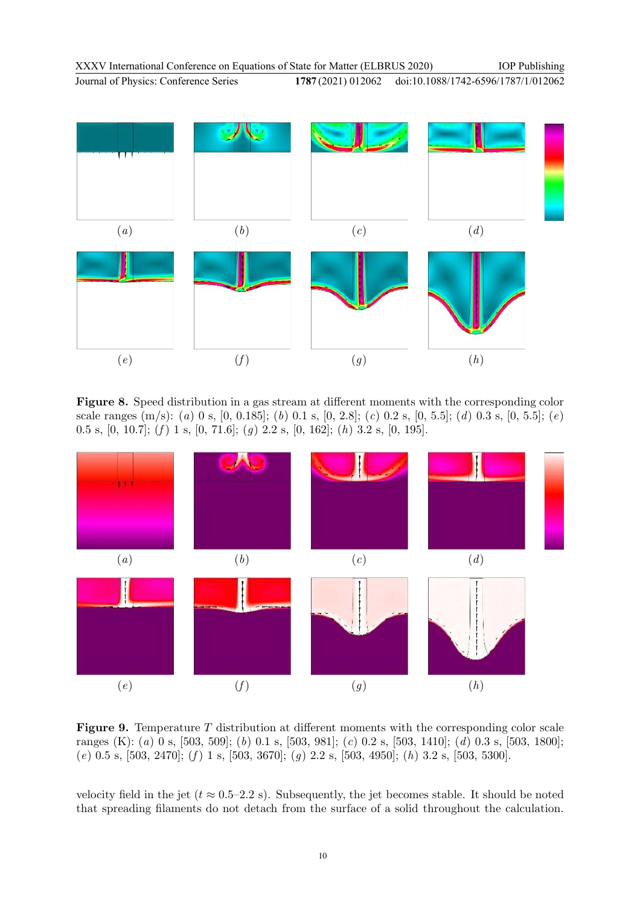**Figure 8.** Speed distribution in a gas stream at different moments with the corresponding color scale ranges (m/s): (*a*) 0 s, [0, 0.185]; (*b*) 0.1 s, [0, 2.8]; (*c*) 0.2 s, [0, 5.5]; (*d*) 0.3 s, [0, 5.5]; (*e*) 0.5 s, [0, 10.7]; (*f*) 1 s, [0, 71.6]; (*g*) 2.2 s, [0, 162]; (*h*) 3.2 s, [0, 195].

**Figure 9.** Temperature $T$ distribution at different moments with the corresponding color scale ranges (K): (*a*) 0 s, [503, 509]; (*b*) 0.1 s, [503, 981]; (*c*) 0.2 s, [503, 1410]; (*d*) 0.3 s, [503, 1800]; (*e*) 0.5 s, [503, 2470]; (*f*) 1 s, [503, 3670]; (*g*) 2.2 s, [503, 4950]; (*h*) 3.2 s, [503, 5300].

velocity field in the jet ($t \approx 0.5$–$2.2$ s). Subsequently, the jet becomes stable. It should be noted that spreading filaments do not detach from the surface of a solid throughout the calculation.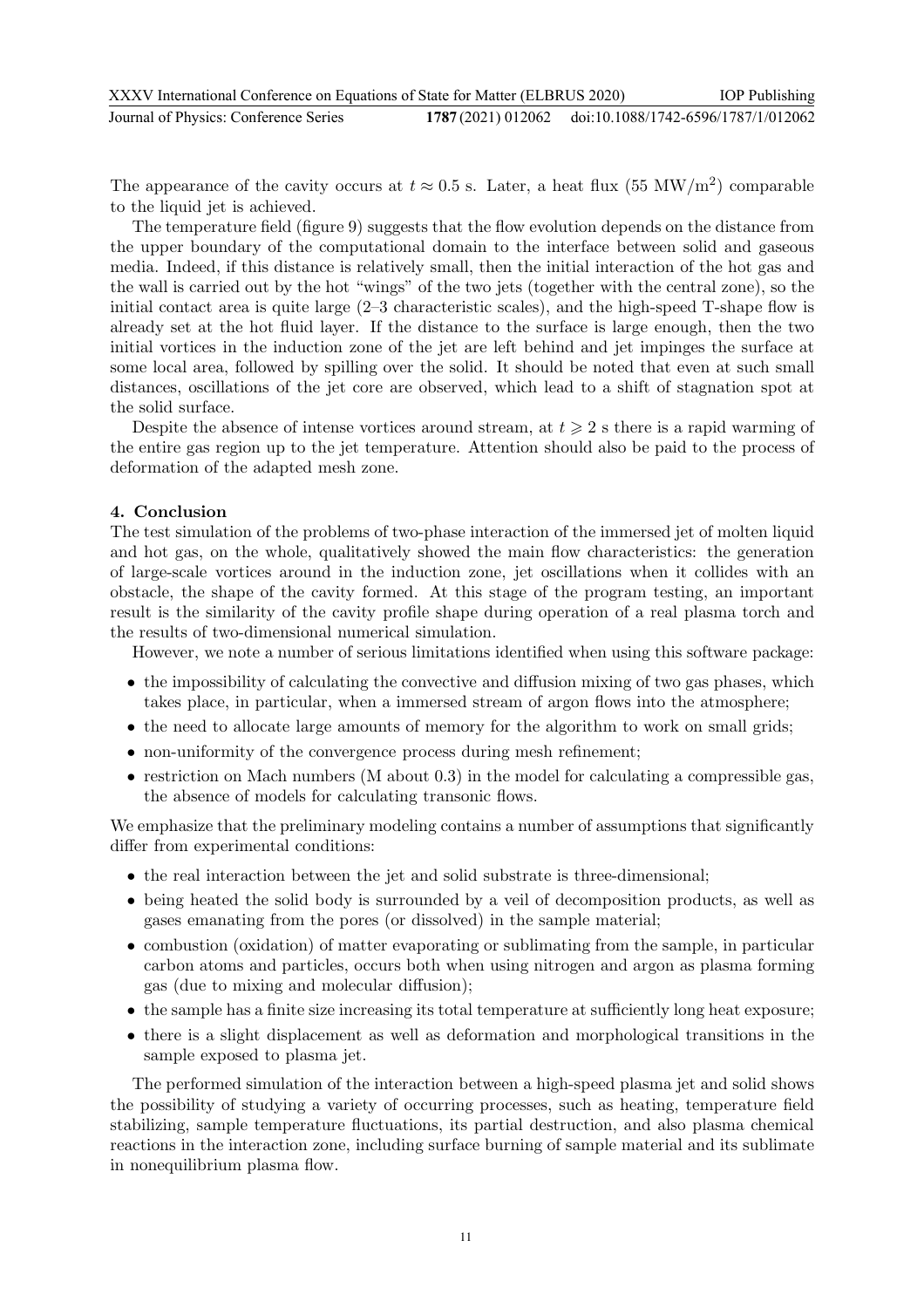The appearance of the cavity occurs at $t \approx 0.5$ s. Later, a heat flux (55 MW/m$^2$) comparable to the liquid jet is achieved.

The temperature field (figure 9) suggests that the flow evolution depends on the distance from the upper boundary of the computational domain to the interface between solid and gaseous media. Indeed, if this distance is relatively small, then the initial interaction of the hot gas and the wall is carried out by the hot "wings" of the two jets (together with the central zone), so the initial contact area is quite large (2–3 characteristic scales), and the high-speed T-shape flow is already set at the hot fluid layer. If the distance to the surface is large enough, then the two initial vortices in the induction zone of the jet are left behind and jet impinges the surface at some local area, followed by spilling over the solid. It should be noted that even at such small distances, oscillations of the jet core are observed, which lead to a shift of stagnation spot at the solid surface.

Despite the absence of intense vortices around stream, at $t \geqslant 2$ s there is a rapid warming of the entire gas region up to the jet temperature. Attention should also be paid to the process of deformation of the adapted mesh zone.

## 4. Conclusion

The test simulation of the problems of two-phase interaction of the immersed jet of molten liquid and hot gas, on the whole, qualitatively showed the main flow characteristics: the generation of large-scale vortices around in the induction zone, jet oscillations when it collides with an obstacle, the shape of the cavity formed. At this stage of the program testing, an important result is the similarity of the cavity profile shape during operation of a real plasma torch and the results of two-dimensional numerical simulation.

However, we note a number of serious limitations identified when using this software package:

- the impossibility of calculating the convective and diffusion mixing of two gas phases, which takes place, in particular, when a immersed stream of argon flows into the atmosphere;
- the need to allocate large amounts of memory for the algorithm to work on small grids;
- non-uniformity of the convergence process during mesh refinement;
- restriction on Mach numbers (M about 0.3) in the model for calculating a compressible gas, the absence of models for calculating transonic flows.

We emphasize that the preliminary modeling contains a number of assumptions that significantly differ from experimental conditions:

- the real interaction between the jet and solid substrate is three-dimensional;
- being heated the solid body is surrounded by a veil of decomposition products, as well as gases emanating from the pores (or dissolved) in the sample material;
- combustion (oxidation) of matter evaporating or sublimating from the sample, in particular carbon atoms and particles, occurs both when using nitrogen and argon as plasma forming gas (due to mixing and molecular diffusion);
- the sample has a finite size increasing its total temperature at sufficiently long heat exposure;
- there is a slight displacement as well as deformation and morphological transitions in the sample exposed to plasma jet.

The performed simulation of the interaction between a high-speed plasma jet and solid shows the possibility of studying a variety of occurring processes, such as heating, temperature field stabilizing, sample temperature fluctuations, its partial destruction, and also plasma chemical reactions in the interaction zone, including surface burning of sample material and its sublimate in nonequilibrium plasma flow.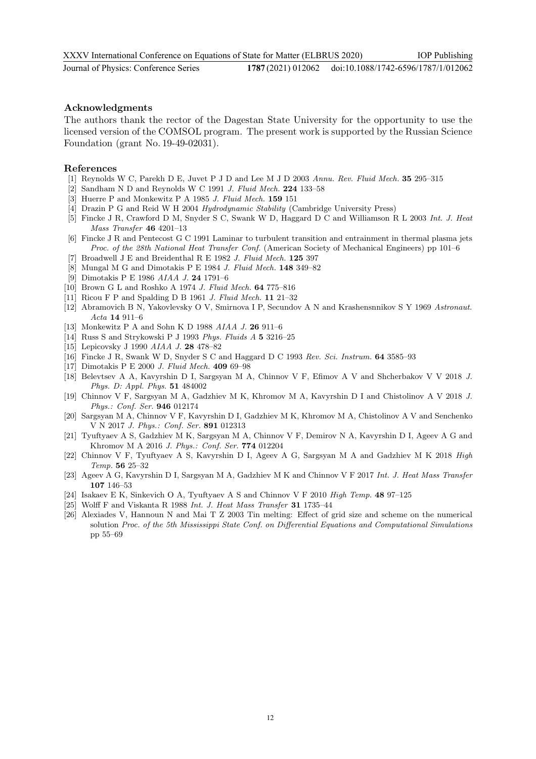## Acknowledgments

The authors thank the rector of the Dagestan State University for the opportunity to use the licensed version of the COMSOL program. The present work is supported by the Russian Science Foundation (grant No. 19-49-02031).

## References

[1] Reynolds W C, Parekh D E, Juvet P J D and Lee M J D 2003 *Annu. Rev. Fluid Mech.* **35** 295–315

[2] Sandham N D and Reynolds W C 1991 *J. Fluid Mech.* **224** 133–58

[3] Huerre P and Monkewitz P A 1985 *J. Fluid Mech.* **159** 151

[4] Drazin P G and Reid W H 2004 *Hydrodynamic Stability* (Cambridge University Press)

[5] Fincke J R, Crawford D M, Snyder S C, Swank W D, Haggard D C and Williamson R L 2003 *Int. J. Heat Mass Transfer* **46** 4201–13

[6] Fincke J R and Pentecost G C 1991 Laminar to turbulent transition and entrainment in thermal plasma jets *Proc. of the 28th National Heat Transfer Conf.* (American Society of Mechanical Engineers) pp 101–6

[7] Broadwell J E and Breidenthal R E 1982 *J. Fluid Mech.* **125** 397

[8] Mungal M G and Dimotakis P E 1984 *J. Fluid Mech.* **148** 349–82

[9] Dimotakis P E 1986 *AIAA J.* **24** 1791–6

[10] Brown G L and Roshko A 1974 *J. Fluid Mech.* **64** 775–816

[11] Ricou F P and Spalding D B 1961 *J. Fluid Mech.* **11** 21–32

[12] Abramovich B N, Yakovlevsky O V, Smirnova I P, Secundov A N and Krashensnnikov S Y 1969 *Astronaut. Acta* **14** 911–6

[13] Monkewitz P A and Sohn K D 1988 *AIAA J.* **26** 911–6

[14] Russ S and Strykowski P J 1993 *Phys. Fluids A* **5** 3216–25

[15] Lepicovsky J 1990 *AIAA J.* **28** 478–82

[16] Fincke J R, Swank W D, Snyder S C and Haggard D C 1993 *Rev. Sci. Instrum.* **64** 3585–93

[17] Dimotakis P E 2000 *J. Fluid Mech.* **409** 69–98

[18] Belevtsev A A, Kavyrshin D I, Sargsyan M A, Chinnov V F, Efimov A V and Shcherbakov V V 2018 *J. Phys. D: Appl. Phys.* **51** 484002

[19] Chinnov V F, Sargsyan M A, Gadzhiev M K, Khromov M A, Kavyrshin D I and Chistolinov A V 2018 *J. Phys.: Conf. Ser.* **946** 012174

[20] Sargsyan M A, Chinnov V F, Kavyrshin D I, Gadzhiev M K, Khromov M A, Chistolinov A V and Senchenko V N 2017 *J. Phys.: Conf. Ser.* **891** 012313

[21] Tyuftyaev A S, Gadzhiev M K, Sargsyan M A, Chinnov V F, Demirov N A, Kavyrshin D I, Ageev A G and Khromov M A 2016 *J. Phys.: Conf. Ser.* **774** 012204

[22] Chinnov V F, Tyuftyaev A S, Kavyrshin D I, Ageev A G, Sargsyan M A and Gadzhiev M K 2018 *High Temp.* **56** 25–32

[23] Ageev A G, Kavyrshin D I, Sargsyan M A, Gadzhiev M K and Chinnov V F 2017 *Int. J. Heat Mass Transfer* **107** 146–53

[24] Isakaev E K, Sinkevich O A, Tyuftyaev A S and Chinnov V F 2010 *High Temp.* **48** 97–125

[25] Wolff F and Viskanta R 1988 *Int. J. Heat Mass Transfer* **31** 1735–44

[26] Alexiades V, Hannoun N and Mai T Z 2003 Tin melting: Effect of grid size and scheme on the numerical solution *Proc. of the 5th Mississippi State Conf. on Differential Equations and Computational Simulations* pp 55–69